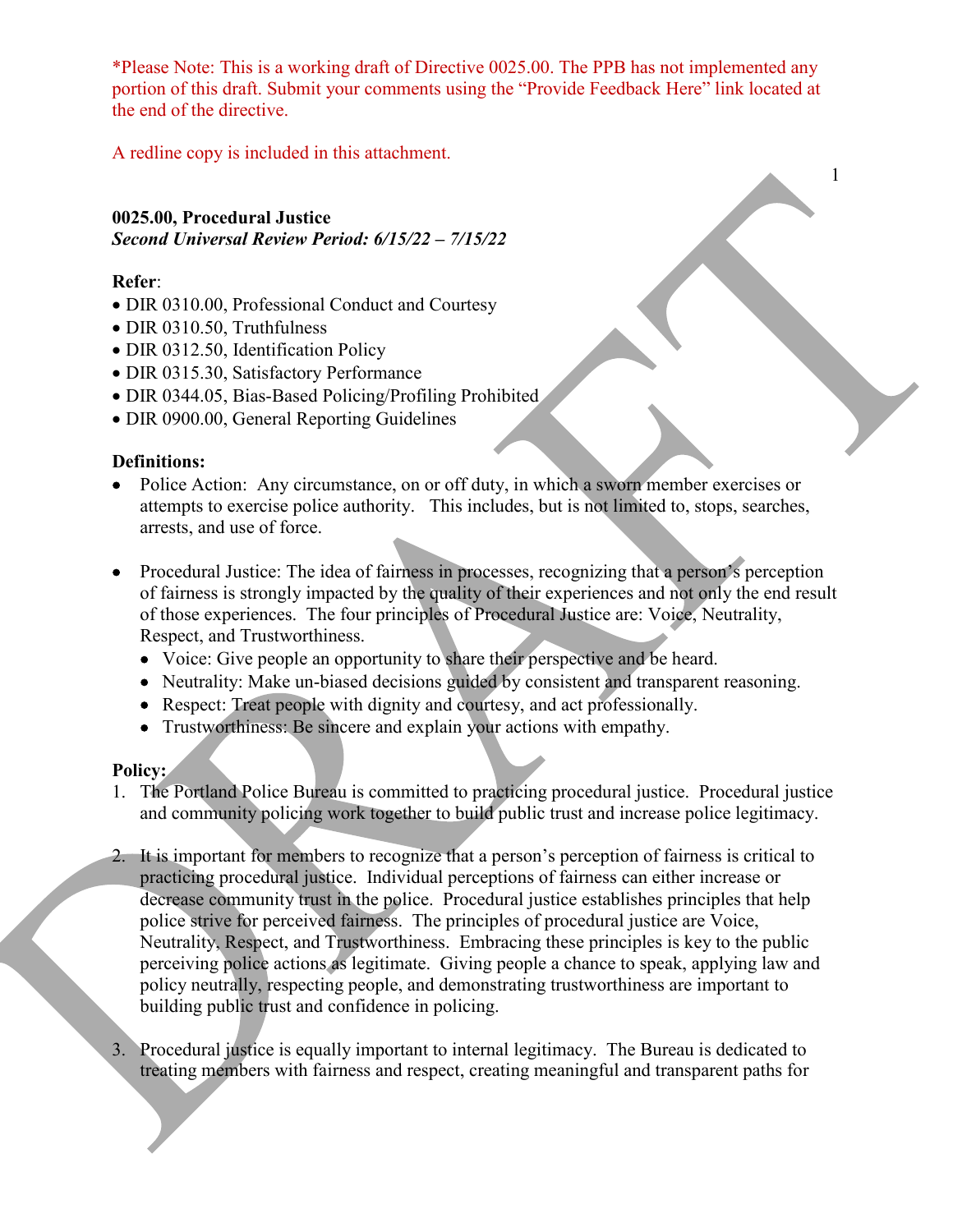*Please Note: This is a working draft of Directive 0025.00. The PPB has not implemented any portion of this draft. Submit your comments using the "Provide Feedback Here" link located at the end of the directive.

A redline copy is included in this attachment.

**0025.00, Procedural Justice**
***Second Universal Review Period: 6/15/22 – 7/15/22***

**Refer**:
- DIR 0310.00, Professional Conduct and Courtesy
- DIR 0310.50, Truthfulness
- DIR 0312.50, Identification Policy
- DIR 0315.30, Satisfactory Performance
- DIR 0344.05, Bias-Based Policing/Profiling Prohibited
- DIR 0900.00, General Reporting Guidelines

**Definitions:**
- Police Action: Any circumstance, on or off duty, in which a sworn member exercises or attempts to exercise police authority. This includes, but is not limited to, stops, searches, arrests, and use of force.

- Procedural Justice: The idea of fairness in processes, recognizing that a person's perception of fairness is strongly impacted by the quality of their experiences and not only the end result of those experiences. The four principles of Procedural Justice are: Voice, Neutrality, Respect, and Trustworthiness.
  - Voice: Give people an opportunity to share their perspective and be heard.
  - Neutrality: Make un-biased decisions guided by consistent and transparent reasoning.
  - Respect: Treat people with dignity and courtesy, and act professionally.
  - Trustworthiness: Be sincere and explain your actions with empathy.

**Policy:**
1. The Portland Police Bureau is committed to practicing procedural justice. Procedural justice and community policing work together to build public trust and increase police legitimacy.

2. It is important for members to recognize that a person's perception of fairness is critical to practicing procedural justice. Individual perceptions of fairness can either increase or decrease community trust in the police. Procedural justice establishes principles that help police strive for perceived fairness. The principles of procedural justice are Voice, Neutrality, Respect, and Trustworthiness. Embracing these principles is key to the public perceiving police actions as legitimate. Giving people a chance to speak, applying law and policy neutrally, respecting people, and demonstrating trustworthiness are important to building public trust and confidence in policing.

3. Procedural justice is equally important to internal legitimacy. The Bureau is dedicated to treating members with fairness and respect, creating meaningful and transparent paths for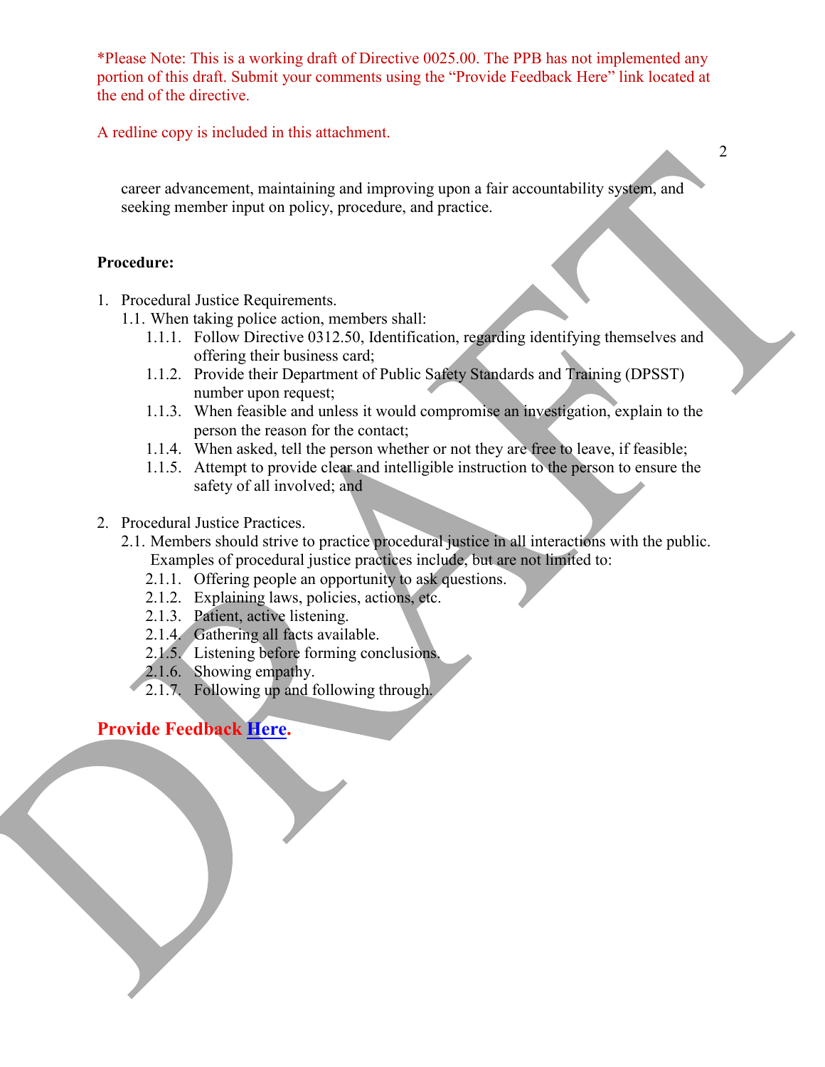*Please Note: This is a working draft of Directive 0025.00. The PPB has not implemented any portion of this draft. Submit your comments using the "Provide Feedback Here" link located at the end of the directive.

A redline copy is included in this attachment.

career advancement, maintaining and improving upon a fair accountability system, and seeking member input on policy, procedure, and practice.

**Procedure:**

1. Procedural Justice Requirements.
   1.1. When taking police action, members shall:
      1.1.1. Follow Directive 0312.50, Identification, regarding identifying themselves and offering their business card;
      1.1.2. Provide their Department of Public Safety Standards and Training (DPSST) number upon request;
      1.1.3. When feasible and unless it would compromise an investigation, explain to the person the reason for the contact;
      1.1.4. When asked, tell the person whether or not they are free to leave, if feasible;
      1.1.5. Attempt to provide clear and intelligible instruction to the person to ensure the safety of all involved; and

2. Procedural Justice Practices.
   2.1. Members should strive to practice procedural justice in all interactions with the public. Examples of procedural justice practices include, but are not limited to:
      2.1.1. Offering people an opportunity to ask questions.
      2.1.2. Explaining laws, policies, actions, etc.
      2.1.3. Patient, active listening.
      2.1.4. Gathering all facts available.
      2.1.5. Listening before forming conclusions.
      2.1.6. Showing empathy.
      2.1.7. Following up and following through.

**Provide Feedback Here.**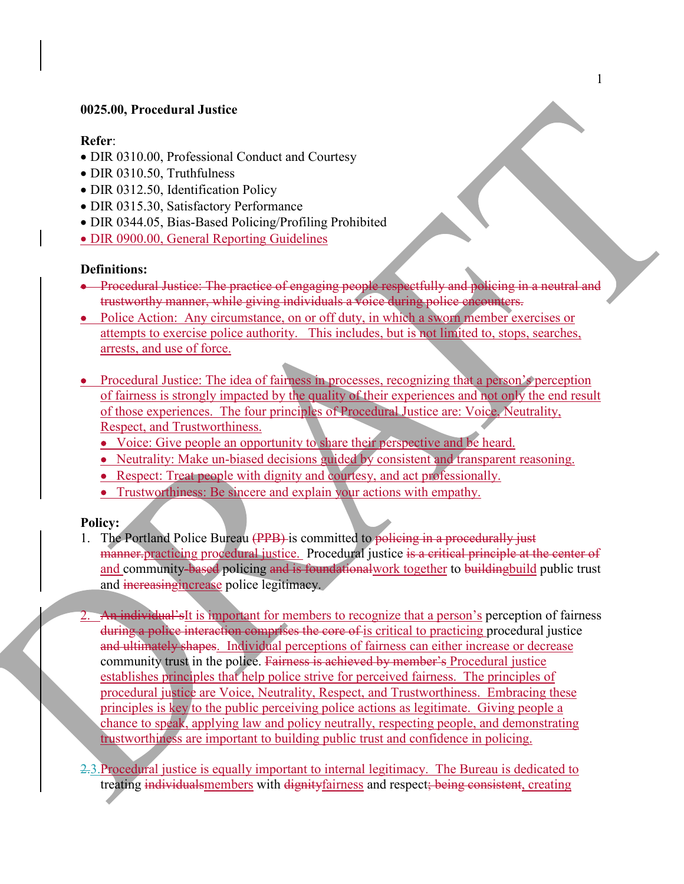**0025.00, Procedural Justice**

**Refer**:

- DIR 0310.00, Professional Conduct and Courtesy
- DIR 0310.50, Truthfulness
- DIR 0312.50, Identification Policy
- DIR 0315.30, Satisfactory Performance
- DIR 0344.05, Bias-Based Policing/Profiling Prohibited
- DIR 0900.00, General Reporting Guidelines

**Definitions:**

- ~~Procedural Justice: The practice of engaging people respectfully and policing in a neutral and trustworthy manner, while giving individuals a voice during police encounters.~~
- Police Action: Any circumstance, on or off duty, in which a sworn member exercises or attempts to exercise police authority. This includes, but is not limited to, stops, searches, arrests, and use of force.
- Procedural Justice: The idea of fairness in processes, recognizing that a person's perception of fairness is strongly impacted by the quality of their experiences and not only the end result of those experiences. The four principles of Procedural Justice are: Voice, Neutrality, Respect, and Trustworthiness.
  - Voice: Give people an opportunity to share their perspective and be heard.
  - Neutrality: Make un-biased decisions guided by consistent and transparent reasoning.
  - Respect: Treat people with dignity and courtesy, and act professionally.
  - Trustworthiness: Be sincere and explain your actions with empathy.

**Policy:**

1. The Portland Police Bureau ~~(PPB)~~ is committed to ~~policing in a procedurally just manner.~~practicing procedural justice. Procedural justice ~~is a critical principle at the center of~~ and community~~-based~~ policing ~~and is foundational~~work together to ~~building~~build public trust and ~~increasing~~increase police legitimacy.

2. ~~An individual's~~It is important for members to recognize that a person's perception of fairness ~~during a police interaction comprises the core of~~ is critical to practicing procedural justice ~~and ultimately shapes~~. Individual perceptions of fairness can either increase or decrease community trust in the police. ~~Fairness is achieved by member's~~ Procedural justice establishes principles that help police strive for perceived fairness. The principles of procedural justice are Voice, Neutrality, Respect, and Trustworthiness. Embracing these principles is key to the public perceiving police actions as legitimate. Giving people a chance to speak, applying law and policy neutrally, respecting people, and demonstrating trustworthiness are important to building public trust and confidence in policing.

3. Procedural justice is equally important to internal legitimacy. The Bureau is dedicated to treating ~~individuals~~members with ~~dignity~~fairness and respect~~; being consistent~~, creating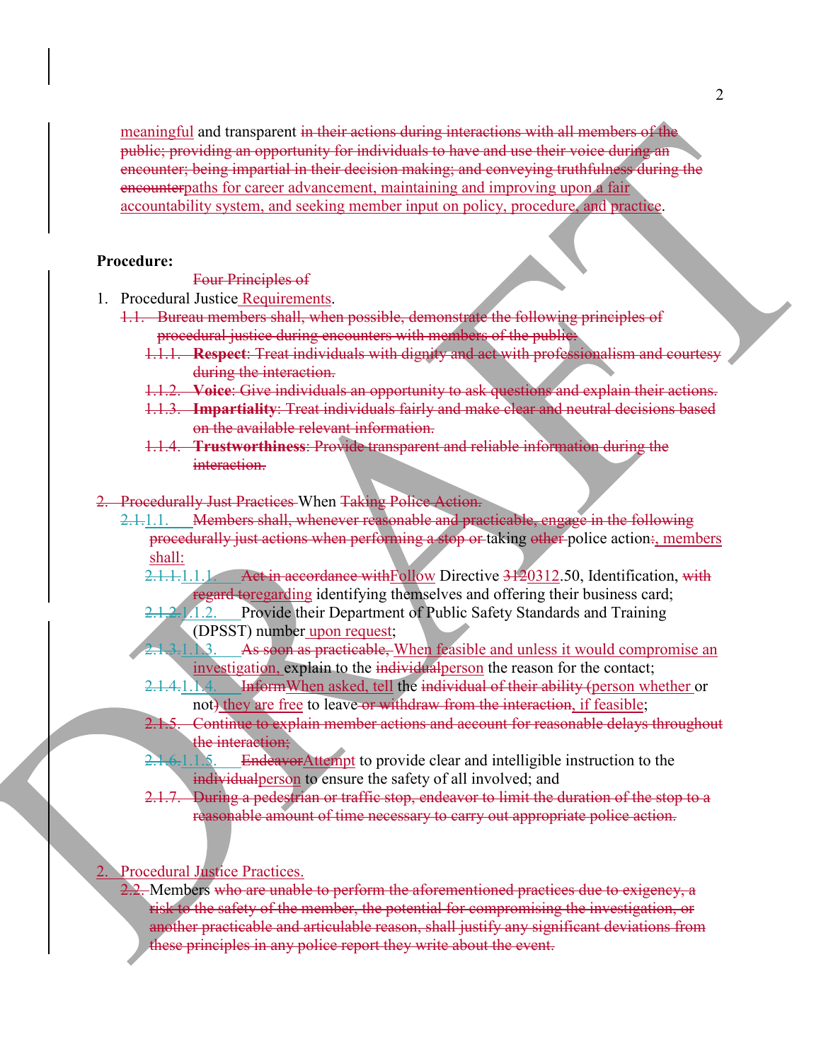meaningful and transparent ~~in their actions during interactions with all members of the public; providing an opportunity for individuals to have and use their voice during an encounter; being impartial in their decision making; and conveying truthfulness during the encounter~~paths for career advancement, maintaining and improving upon a fair accountability system, and seeking member input on policy, procedure, and practice.

**Procedure:**

~~Four Principles of~~

1. Procedural Justice Requirements.
   - ~~1.1. Bureau members shall, when possible, demonstrate the following principles of procedural justice during encounters with members of the public:~~
     - ~~1.1.1. **Respect**: Treat individuals with dignity and act with professionalism and courtesy during the interaction.~~
     - ~~1.1.2. **Voice**: Give individuals an opportunity to ask questions and explain their actions.~~
     - ~~1.1.3. **Impartiality**: Treat individuals fairly and make clear and neutral decisions based on the available relevant information.~~
     - ~~1.1.4. **Trustworthiness**: Provide transparent and reliable information during the interaction.~~

~~2. Procedurally Just Practices~~ When ~~Taking Police Action.~~

- ~~2.1.~~1.1. ~~Members shall, whenever reasonable and practicable, engage in the following procedurally just actions when performing a stop or~~ taking ~~other~~ police action~~:~~, members shall:
  - ~~2.1.1.~~1.1.1. ~~Act in accordance with~~Follow Directive ~~3120~~312.50, Identification, ~~with regard to~~regarding identifying themselves and offering their business card;
  - ~~2.1.2.~~1.1.2. Provide their Department of Public Safety Standards and Training (DPSST) number upon request;
  - ~~2.1.3.~~1.1.3. ~~As soon as practicable,~~ When feasible and unless it would compromise an investigation, explain to the ~~individual~~person the reason for the contact;
  - ~~2.1.4.~~1.1.4. ~~Inform~~When asked, tell the ~~individual of their ability (~~person whether or not~~)~~ they are free to leave ~~or withdraw from the interaction~~, if feasible;
  - ~~2.1.5. Continue to explain member actions and account for reasonable delays throughout the interaction;~~
  - ~~2.1.6.~~1.1.5. ~~Endeavor~~Attempt to provide clear and intelligible instruction to the ~~individual~~person to ensure the safety of all involved; and
  - ~~2.1.7. During a pedestrian or traffic stop, endeavor to limit the duration of the stop to a reasonable amount of time necessary to carry out appropriate police action.~~

2. Procedural Justice Practices.
   - ~~2.2.~~ Members ~~who are unable to perform the aforementioned practices due to exigency, a risk to the safety of the member, the potential for compromising the investigation, or another practicable and articulable reason, shall justify any significant deviations from these principles in any police report they write about the event.~~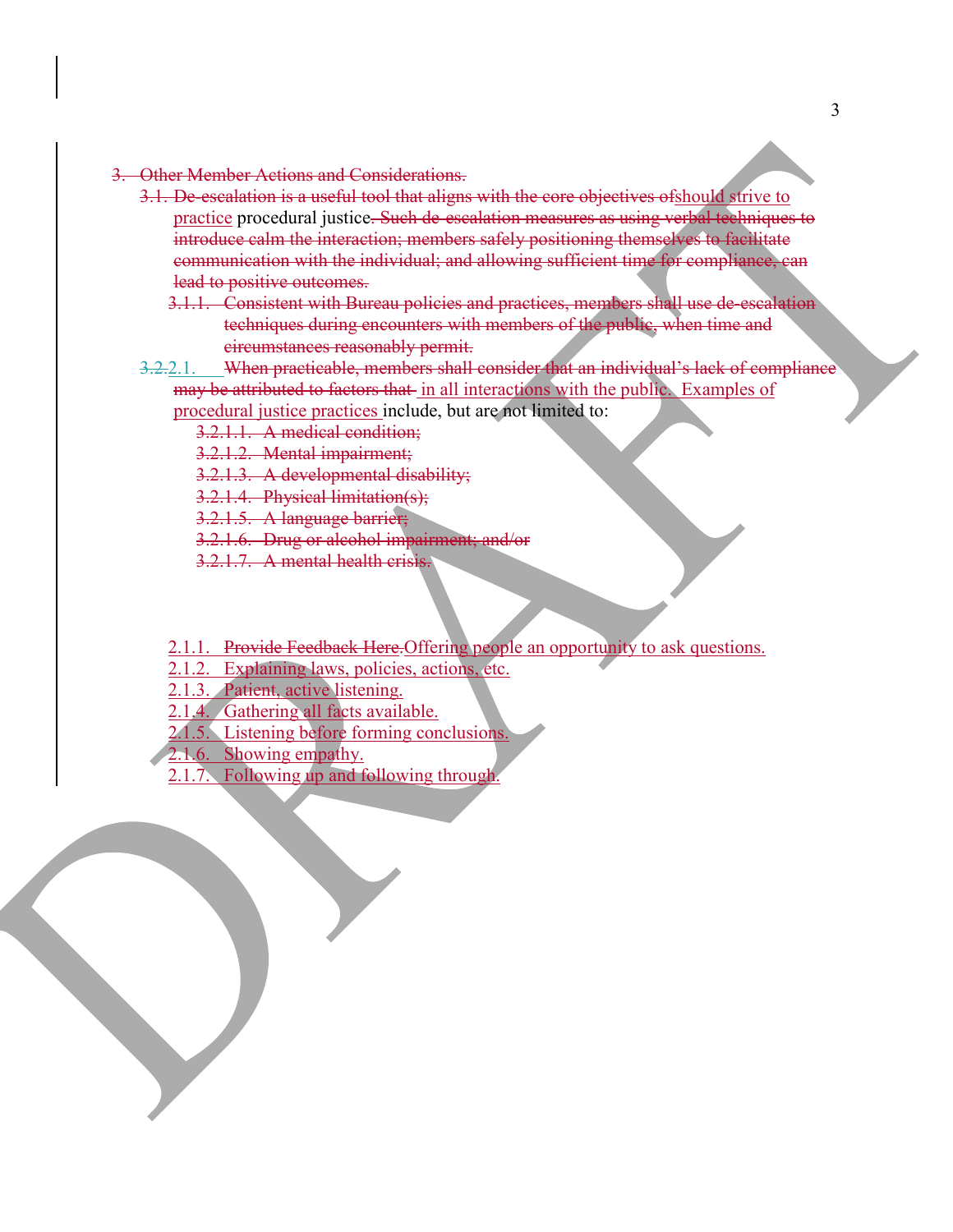~~3. Other Member Actions and Considerations.~~

~~3.1. De-escalation is a useful tool that aligns with the core objectives of~~should strive to practice procedural justice~~. Such de-escalation measures as using verbal techniques to introduce calm the interaction; members safely positioning themselves to facilitate communication with the individual; and allowing sufficient time for compliance, can lead to positive outcomes.~~

~~3.1.1. Consistent with Bureau policies and practices, members shall use de-escalation techniques during encounters with members of the public, when time and circumstances reasonably permit.~~

~~3.2.~~2.1. ~~When practicable, members shall consider that an individual's lack of compliance may be attributed to factors that~~ in all interactions with the public. Examples of procedural justice practices include, but are not limited to:

~~3.2.1.1. A medical condition;~~

~~3.2.1.2. Mental impairment;~~

~~3.2.1.3. A developmental disability;~~

~~3.2.1.4. Physical limitation(s);~~

~~3.2.1.5. A language barrier;~~

~~3.2.1.6. Drug or alcohol impairment; and/or~~

~~3.2.1.7. A mental health crisis.~~

2.1.1. ~~Provide Feedback Here.~~Offering people an opportunity to ask questions.

2.1.2. Explaining laws, policies, actions, etc.

2.1.3. Patient, active listening.

2.1.4. Gathering all facts available.

2.1.5. Listening before forming conclusions.

2.1.6. Showing empathy.

2.1.7. Following up and following through.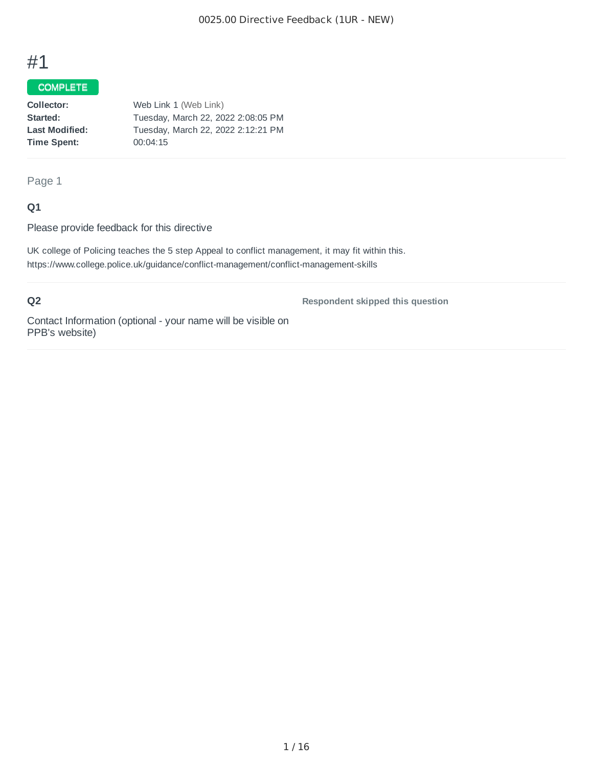# #1

**COMPLETE**

| | |
|---|---|
| **Collector:** | Web Link 1 (Web Link) |
| **Started:** | Tuesday, March 22, 2022 2:08:05 PM |
| **Last Modified:** | Tuesday, March 22, 2022 2:12:21 PM |
| **Time Spent:** | 00:04:15 |

Page 1

### Q1

Please provide feedback for this directive

UK college of Policing teaches the 5 step Appeal to conflict management, it may fit within this. https://www.college.police.uk/guidance/conflict-management/conflict-management-skills

### Q2

Contact Information (optional - your name will be visible on PPB's website)

**Respondent skipped this question**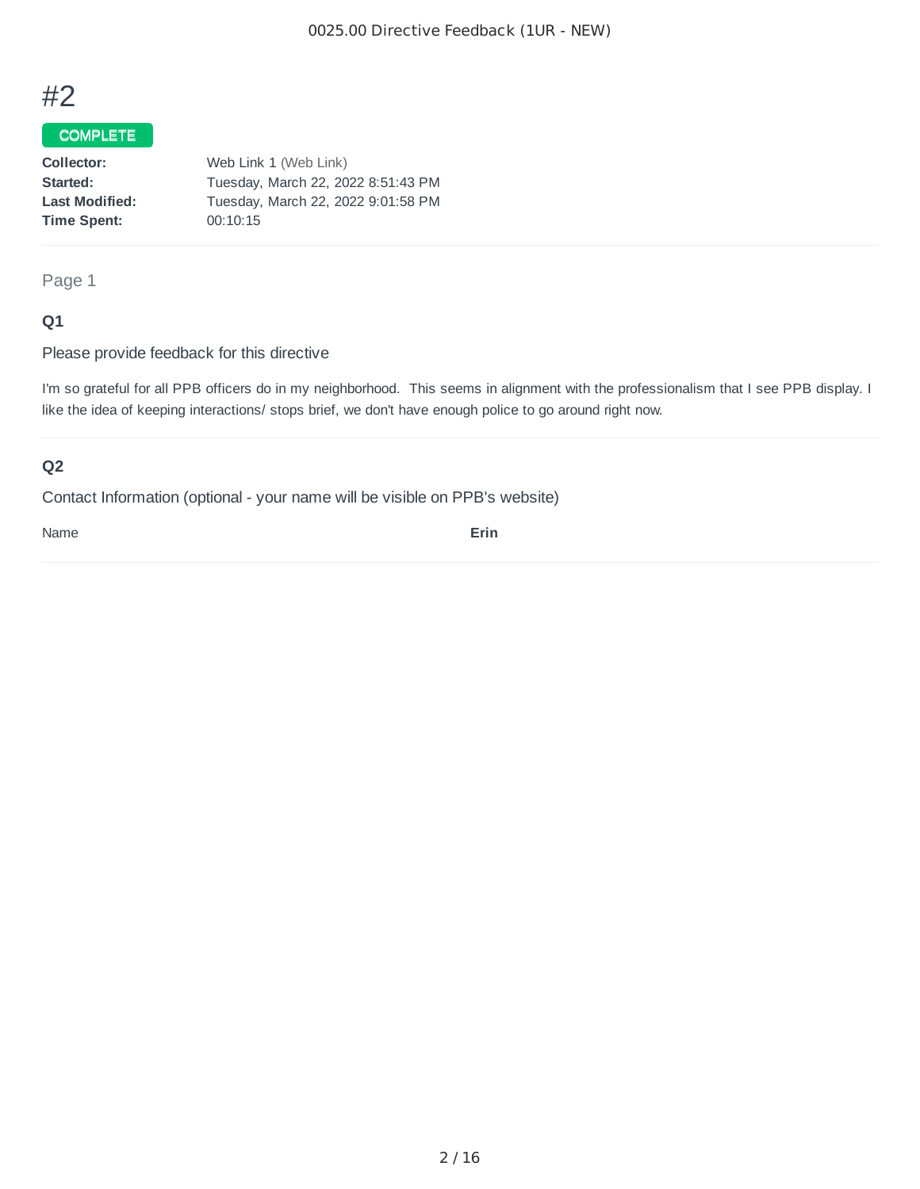# #2

**COMPLETE**

| | |
|---|---|
| **Collector:** | Web Link 1 (Web Link) |
| **Started:** | Tuesday, March 22, 2022 8:51:43 PM |
| **Last Modified:** | Tuesday, March 22, 2022 9:01:58 PM |
| **Time Spent:** | 00:10:15 |

Page 1

### Q1

Please provide feedback for this directive

I'm so grateful for all PPB officers do in my neighborhood. This seems in alignment with the professionalism that I see PPB display. I like the idea of keeping interactions/ stops brief, we don't have enough police to go around right now.

### Q2

Contact Information (optional - your name will be visible on PPB's website)

Name **Erin**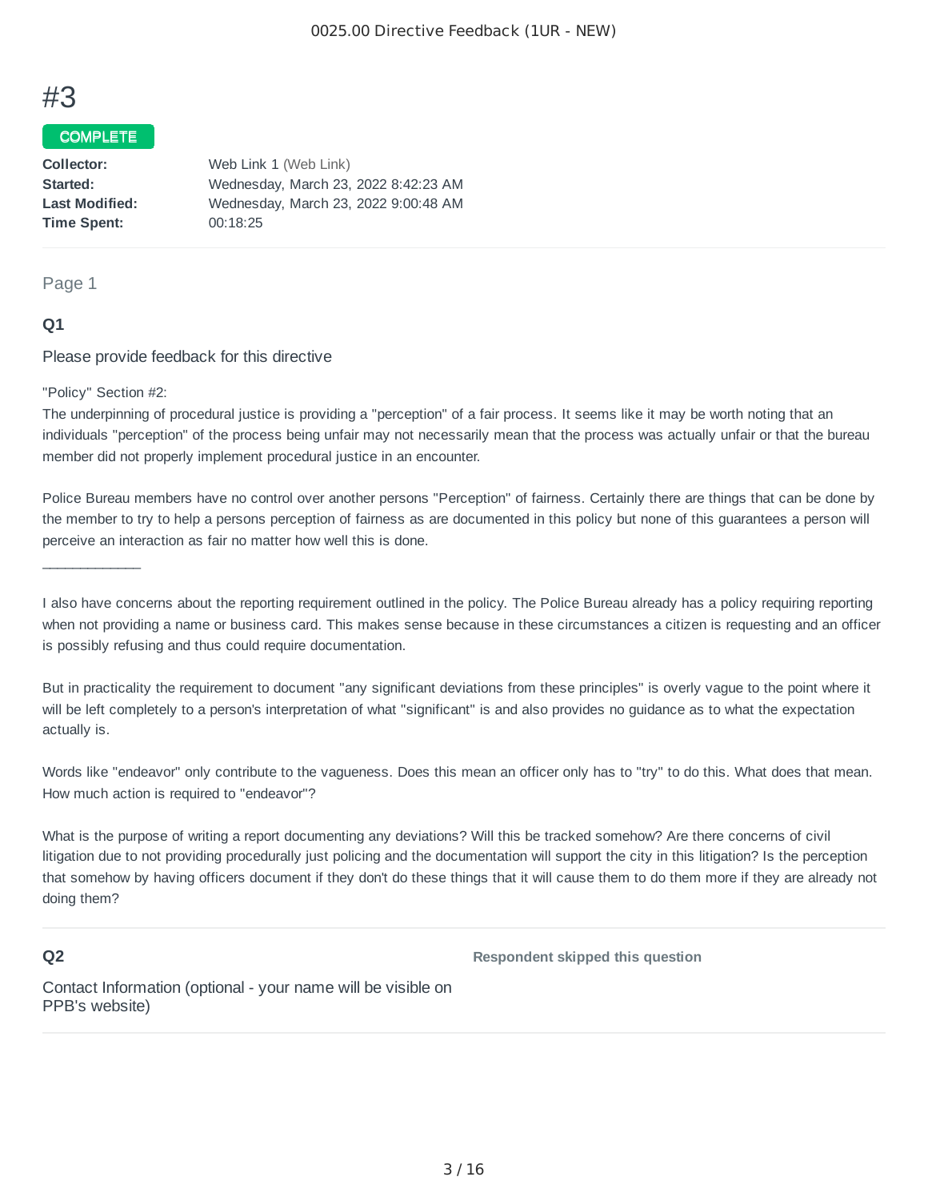# #3

**COMPLETE**

| | |
|---|---|
| **Collector:** | Web Link 1 (Web Link) |
| **Started:** | Wednesday, March 23, 2022 8:42:23 AM |
| **Last Modified:** | Wednesday, March 23, 2022 9:00:48 AM |
| **Time Spent:** | 00:18:25 |

Page 1

### Q1

Please provide feedback for this directive

"Policy" Section #2:
The underpinning of procedural justice is providing a "perception" of a fair process. It seems like it may be worth noting that an individuals "perception" of the process being unfair may not necessarily mean that the process was actually unfair or that the bureau member did not properly implement procedural justice in an encounter.

Police Bureau members have no control over another persons "Perception" of fairness. Certainly there are things that can be done by the member to try to help a persons perception of fairness as are documented in this policy but none of this guarantees a person will perceive an interaction as fair no matter how well this is done.

_____________

I also have concerns about the reporting requirement outlined in the policy. The Police Bureau already has a policy requiring reporting when not providing a name or business card. This makes sense because in these circumstances a citizen is requesting and an officer is possibly refusing and thus could require documentation.

But in practicality the requirement to document "any significant deviations from these principles" is overly vague to the point where it will be left completely to a person's interpretation of what "significant" is and also provides no guidance as to what the expectation actually is.

Words like "endeavor" only contribute to the vagueness. Does this mean an officer only has to "try" to do this. What does that mean. How much action is required to "endeavor"?

What is the purpose of writing a report documenting any deviations? Will this be tracked somehow? Are there concerns of civil litigation due to not providing procedurally just policing and the documentation will support the city in this litigation? Is the perception that somehow by having officers document if they don't do these things that it will cause them to do them more if they are already not doing them?

### Q2

Contact Information (optional - your name will be visible on PPB's website)

**Respondent skipped this question**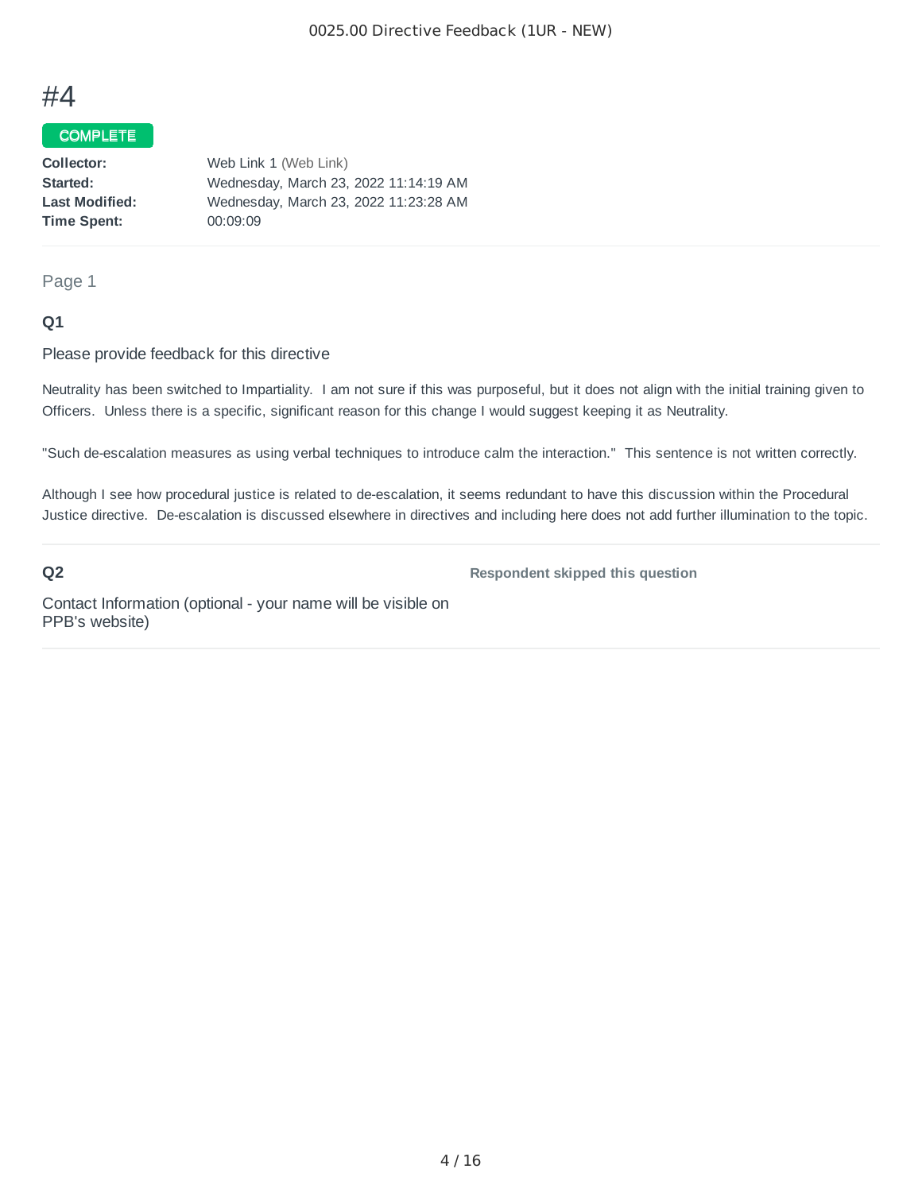# #4

**COMPLETE**

| | |
|---|---|
| **Collector:** | Web Link 1 (Web Link) |
| **Started:** | Wednesday, March 23, 2022 11:14:19 AM |
| **Last Modified:** | Wednesday, March 23, 2022 11:23:28 AM |
| **Time Spent:** | 00:09:09 |

Page 1

### Q1

Please provide feedback for this directive

Neutrality has been switched to Impartiality. I am not sure if this was purposeful, but it does not align with the initial training given to Officers. Unless there is a specific, significant reason for this change I would suggest keeping it as Neutrality.

"Such de-escalation measures as using verbal techniques to introduce calm the interaction." This sentence is not written correctly.

Although I see how procedural justice is related to de-escalation, it seems redundant to have this discussion within the Procedural Justice directive. De-escalation is discussed elsewhere in directives and including here does not add further illumination to the topic.

### Q2

Contact Information (optional - your name will be visible on PPB's website)

**Respondent skipped this question**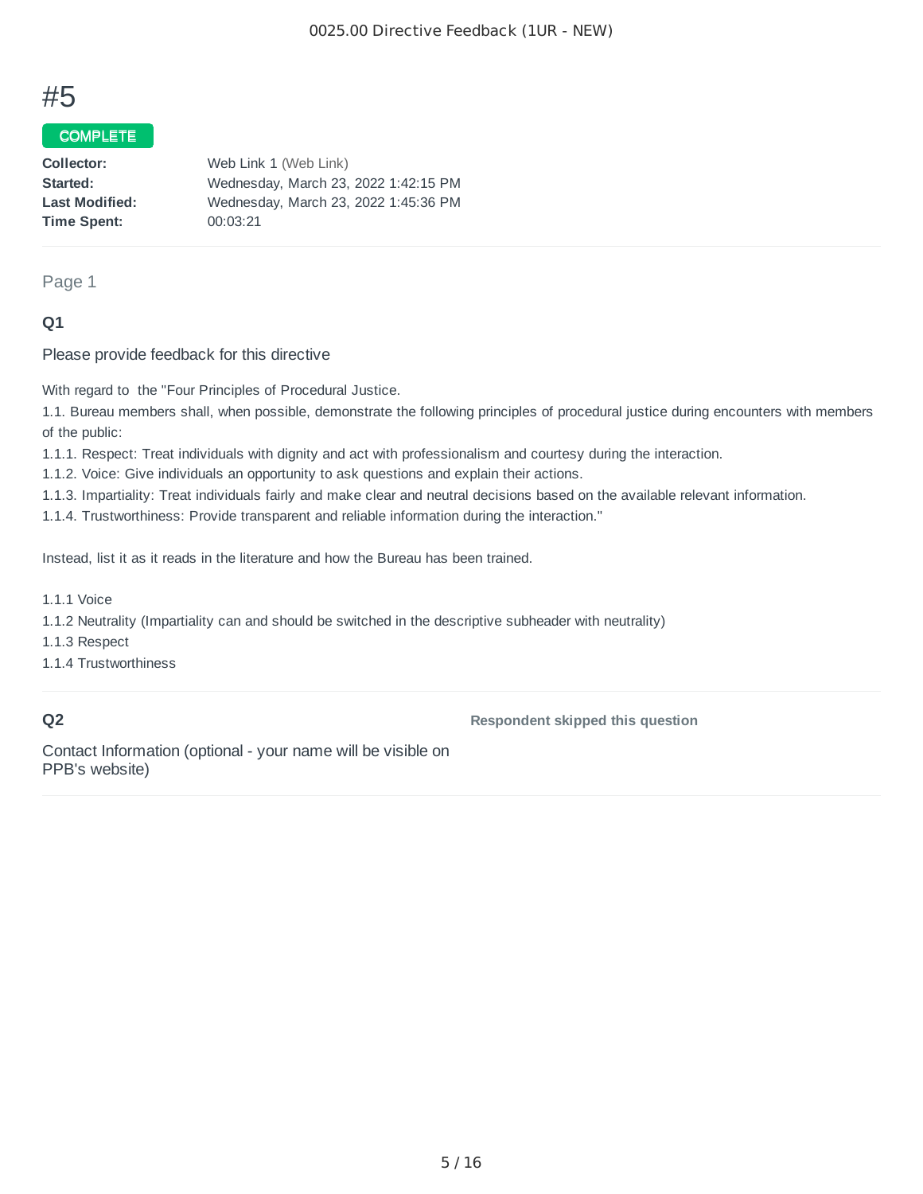# #5

COMPLETE

| | |
|---|---|
| **Collector:** | Web Link 1 (Web Link) |
| **Started:** | Wednesday, March 23, 2022 1:42:15 PM |
| **Last Modified:** | Wednesday, March 23, 2022 1:45:36 PM |
| **Time Spent:** | 00:03:21 |

Page 1

### Q1

Please provide feedback for this directive

With regard to  the "Four Principles of Procedural Justice.

1.1. Bureau members shall, when possible, demonstrate the following principles of procedural justice during encounters with members of the public:

1.1.1. Respect: Treat individuals with dignity and act with professionalism and courtesy during the interaction.

1.1.2. Voice: Give individuals an opportunity to ask questions and explain their actions.

1.1.3. Impartiality: Treat individuals fairly and make clear and neutral decisions based on the available relevant information.

1.1.4. Trustworthiness: Provide transparent and reliable information during the interaction."

Instead, list it as it reads in the literature and how the Bureau has been trained.

1.1.1 Voice

1.1.2 Neutrality (Impartiality can and should be switched in the descriptive subheader with neutrality)

1.1.3 Respect

1.1.4 Trustworthiness

### Q2

Contact Information (optional - your name will be visible on PPB's website)

**Respondent skipped this question**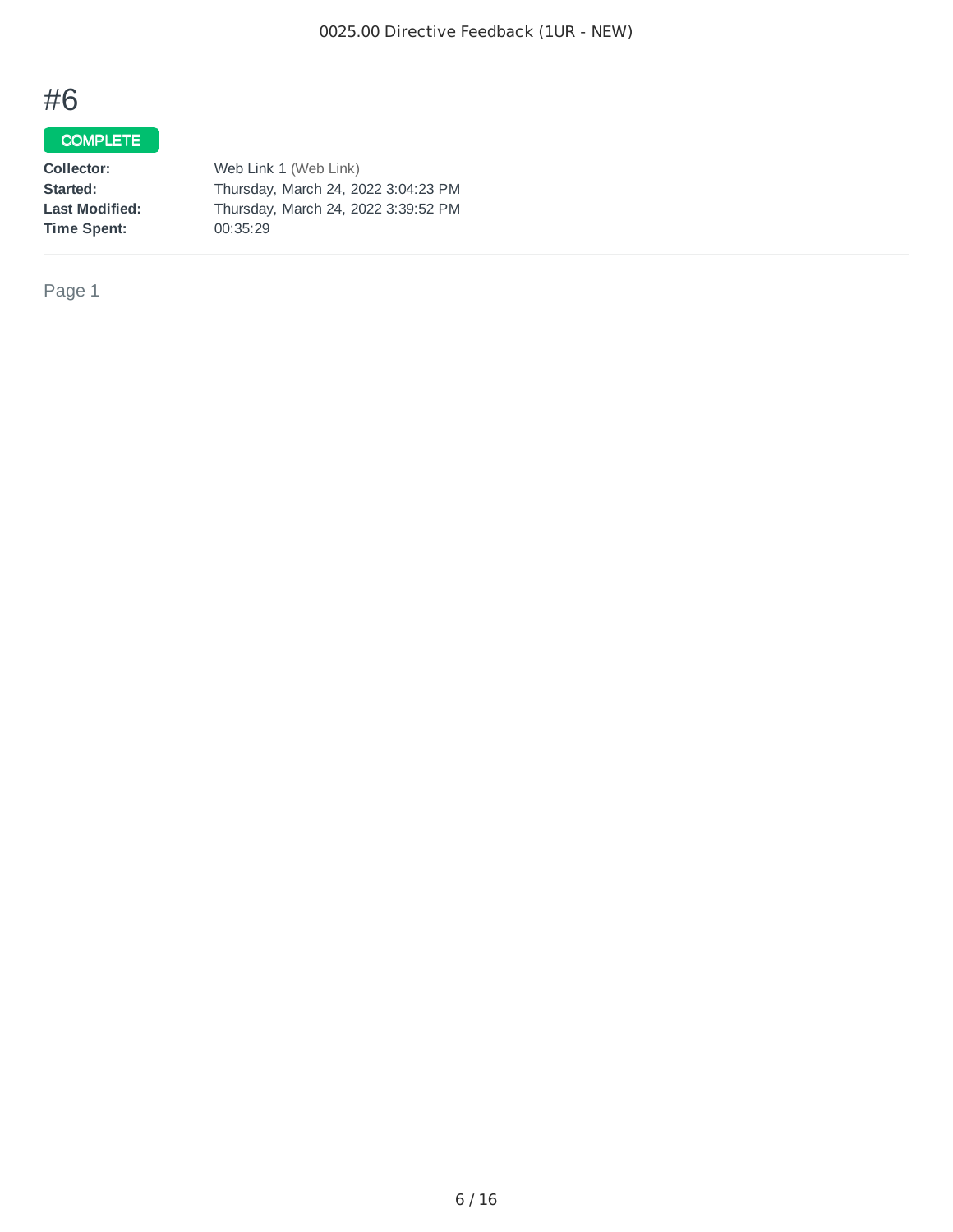# #6

COMPLETE

| | |
|---|---|
| **Collector:** | Web Link 1 (Web Link) |
| **Started:** | Thursday, March 24, 2022 3:04:23 PM |
| **Last Modified:** | Thursday, March 24, 2022 3:39:52 PM |
| **Time Spent:** | 00:35:29 |

Page 1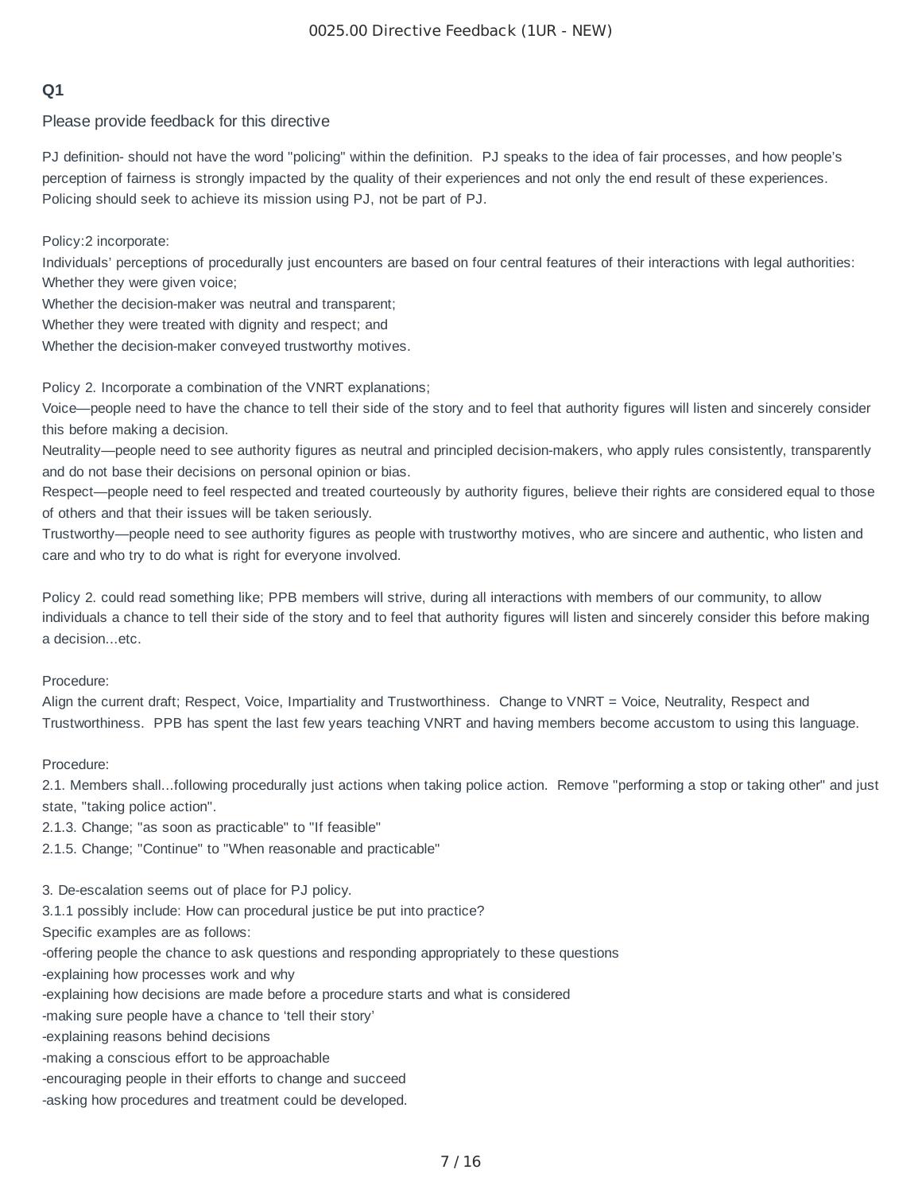## Q1

Please provide feedback for this directive

PJ definition- should not have the word "policing" within the definition. PJ speaks to the idea of fair processes, and how people's perception of fairness is strongly impacted by the quality of their experiences and not only the end result of these experiences. Policing should seek to achieve its mission using PJ, not be part of PJ.

Policy:2 incorporate:
Individuals' perceptions of procedurally just encounters are based on four central features of their interactions with legal authorities:
Whether they were given voice;
Whether the decision-maker was neutral and transparent;
Whether they were treated with dignity and respect; and
Whether the decision-maker conveyed trustworthy motives.

Policy 2. Incorporate a combination of the VNRT explanations;
Voice—people need to have the chance to tell their side of the story and to feel that authority figures will listen and sincerely consider this before making a decision.
Neutrality—people need to see authority figures as neutral and principled decision-makers, who apply rules consistently, transparently and do not base their decisions on personal opinion or bias.
Respect—people need to feel respected and treated courteously by authority figures, believe their rights are considered equal to those of others and that their issues will be taken seriously.
Trustworthy—people need to see authority figures as people with trustworthy motives, who are sincere and authentic, who listen and care and who try to do what is right for everyone involved.

Policy 2. could read something like; PPB members will strive, during all interactions with members of our community, to allow individuals a chance to tell their side of the story and to feel that authority figures will listen and sincerely consider this before making a decision...etc.

Procedure:
Align the current draft; Respect, Voice, Impartiality and Trustworthiness. Change to VNRT = Voice, Neutrality, Respect and Trustworthiness. PPB has spent the last few years teaching VNRT and having members become accustom to using this language.

Procedure:
2.1. Members shall...following procedurally just actions when taking police action. Remove "performing a stop or taking other" and just state, "taking police action".
2.1.3. Change; "as soon as practicable" to "If feasible"
2.1.5. Change; "Continue" to "When reasonable and practicable"

3. De-escalation seems out of place for PJ policy.
3.1.1 possibly include: How can procedural justice be put into practice?
Specific examples are as follows:
-offering people the chance to ask questions and responding appropriately to these questions
-explaining how processes work and why
-explaining how decisions are made before a procedure starts and what is considered
-making sure people have a chance to 'tell their story'
-explaining reasons behind decisions
-making a conscious effort to be approachable
-encouraging people in their efforts to change and succeed
-asking how procedures and treatment could be developed.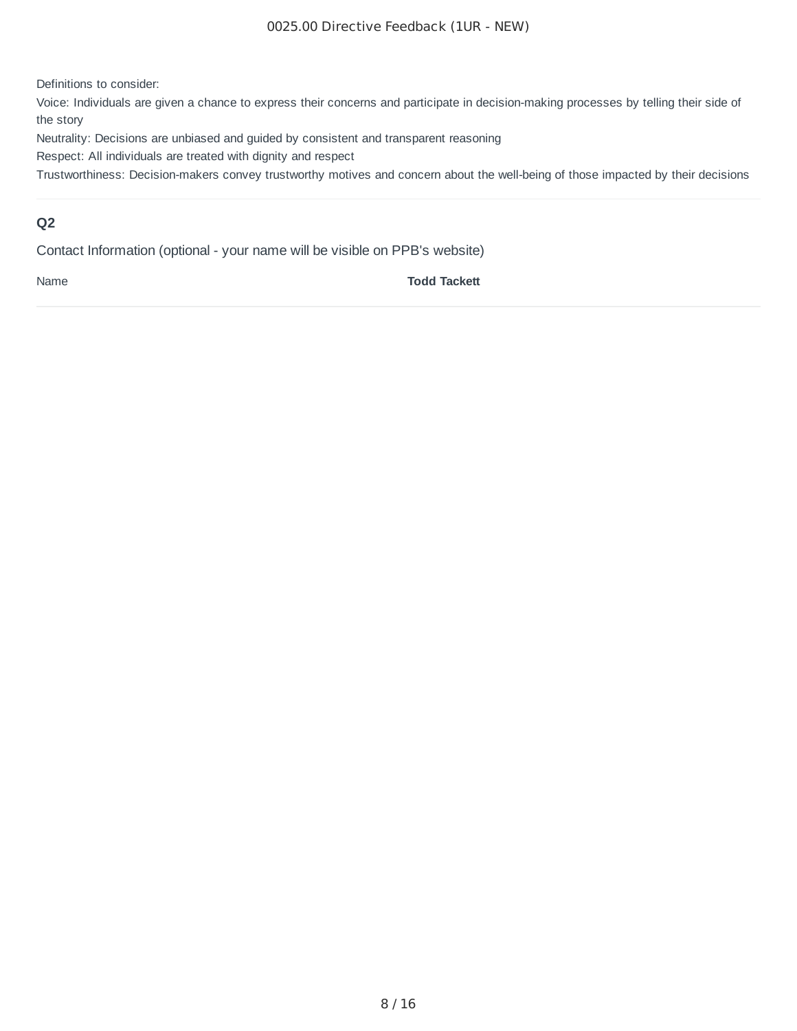Definitions to consider:

Voice: Individuals are given a chance to express their concerns and participate in decision-making processes by telling their side of the story

Neutrality: Decisions are unbiased and guided by consistent and transparent reasoning

Respect: All individuals are treated with dignity and respect

Trustworthiness: Decision-makers convey trustworthy motives and concern about the well-being of those impacted by their decisions

## Q2

Contact Information (optional - your name will be visible on PPB's website)

| Name | **Todd Tackett** |
|---|---|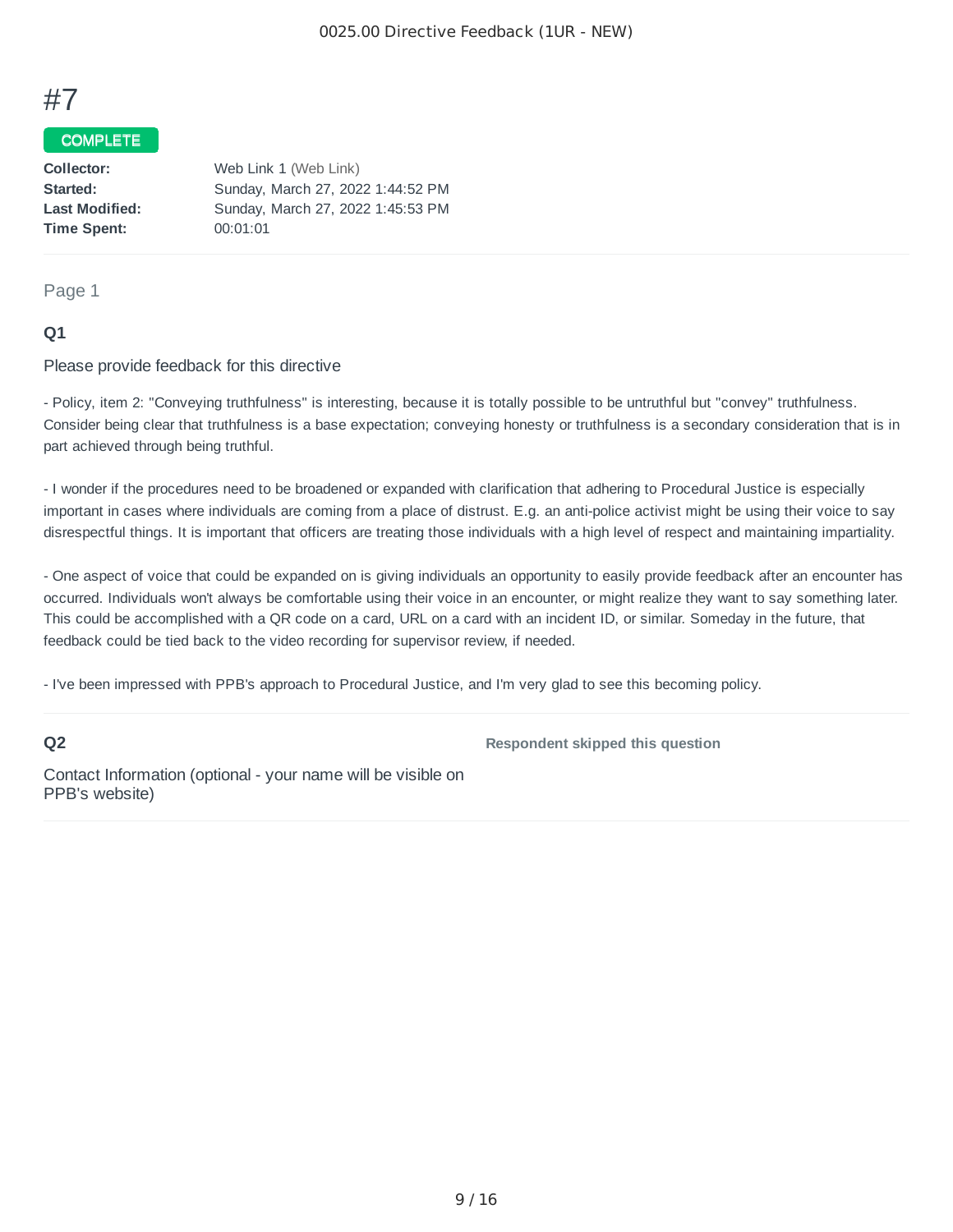# #7

**COMPLETE**

| | |
|---|---|
| **Collector:** | Web Link 1 (Web Link) |
| **Started:** | Sunday, March 27, 2022 1:44:52 PM |
| **Last Modified:** | Sunday, March 27, 2022 1:45:53 PM |
| **Time Spent:** | 00:01:01 |

Page 1

### Q1

Please provide feedback for this directive

- Policy, item 2: "Conveying truthfulness" is interesting, because it is totally possible to be untruthful but "convey" truthfulness. Consider being clear that truthfulness is a base expectation; conveying honesty or truthfulness is a secondary consideration that is in part achieved through being truthful.

- I wonder if the procedures need to be broadened or expanded with clarification that adhering to Procedural Justice is especially important in cases where individuals are coming from a place of distrust. E.g. an anti-police activist might be using their voice to say disrespectful things. It is important that officers are treating those individuals with a high level of respect and maintaining impartiality.

- One aspect of voice that could be expanded on is giving individuals an opportunity to easily provide feedback after an encounter has occurred. Individuals won't always be comfortable using their voice in an encounter, or might realize they want to say something later. This could be accomplished with a QR code on a card, URL on a card with an incident ID, or similar. Someday in the future, that feedback could be tied back to the video recording for supervisor review, if needed.

- I've been impressed with PPB's approach to Procedural Justice, and I'm very glad to see this becoming policy.

### Q2

Contact Information (optional - your name will be visible on PPB's website)

**Respondent skipped this question**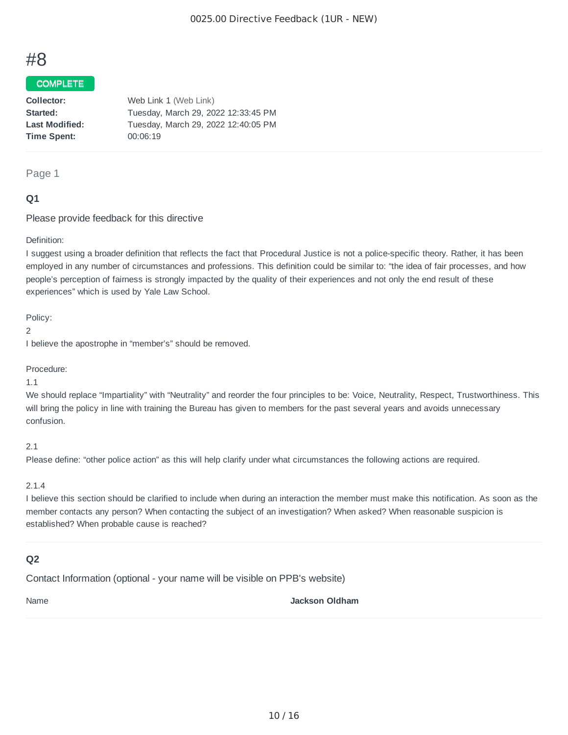# #8

COMPLETE

| | |
|---|---|
| **Collector:** | Web Link 1 (Web Link) |
| **Started:** | Tuesday, March 29, 2022 12:33:45 PM |
| **Last Modified:** | Tuesday, March 29, 2022 12:40:05 PM |
| **Time Spent:** | 00:06:19 |

Page 1

### Q1

Please provide feedback for this directive

Definition:
I suggest using a broader definition that reflects the fact that Procedural Justice is not a police-specific theory. Rather, it has been employed in any number of circumstances and professions. This definition could be similar to: "the idea of fair processes, and how people's perception of fairness is strongly impacted by the quality of their experiences and not only the end result of these experiences" which is used by Yale Law School.

Policy:
2
I believe the apostrophe in "member's" should be removed.

Procedure:
1.1
We should replace "Impartiality" with "Neutrality" and reorder the four principles to be: Voice, Neutrality, Respect, Trustworthiness. This will bring the policy in line with training the Bureau has given to members for the past several years and avoids unnecessary confusion.

2.1
Please define: "other police action" as this will help clarify under what circumstances the following actions are required.

2.1.4
I believe this section should be clarified to include when during an interaction the member must make this notification. As soon as the member contacts any person? When contacting the subject of an investigation? When asked? When reasonable suspicion is established? When probable cause is reached?

### Q2

Contact Information (optional - your name will be visible on PPB's website)

| | |
|---|---|
| Name | **Jackson Oldham** |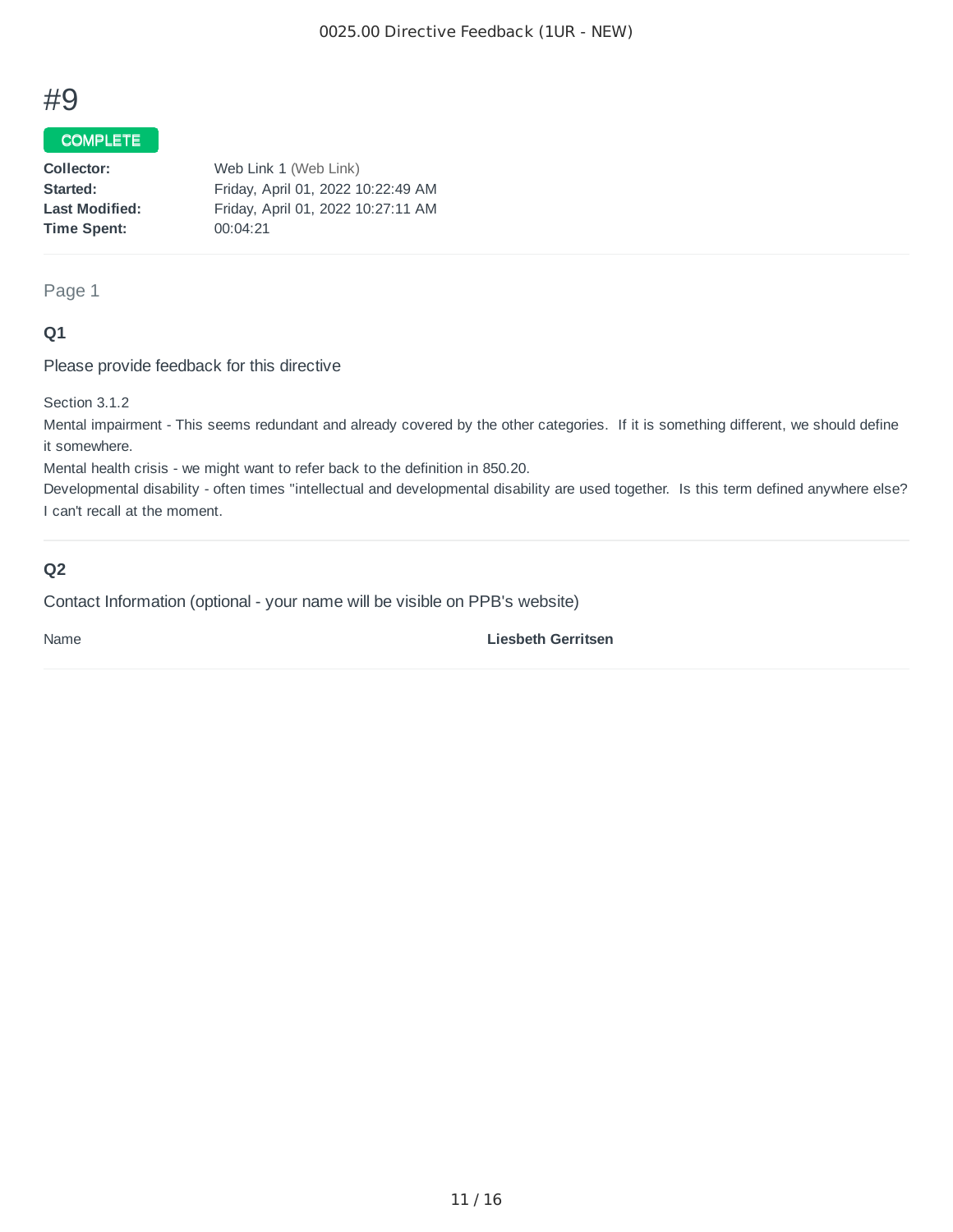# #9

**COMPLETE**

| | |
|---|---|
| **Collector:** | Web Link 1 (Web Link) |
| **Started:** | Friday, April 01, 2022 10:22:49 AM |
| **Last Modified:** | Friday, April 01, 2022 10:27:11 AM |
| **Time Spent:** | 00:04:21 |

Page 1

### Q1

Please provide feedback for this directive

Section 3.1.2
Mental impairment - This seems redundant and already covered by the other categories. If it is something different, we should define it somewhere.
Mental health crisis - we might want to refer back to the definition in 850.20.
Developmental disability - often times "intellectual and developmental disability are used together. Is this term defined anywhere else? I can't recall at the moment.

### Q2

Contact Information (optional - your name will be visible on PPB's website)

Name **Liesbeth Gerritsen**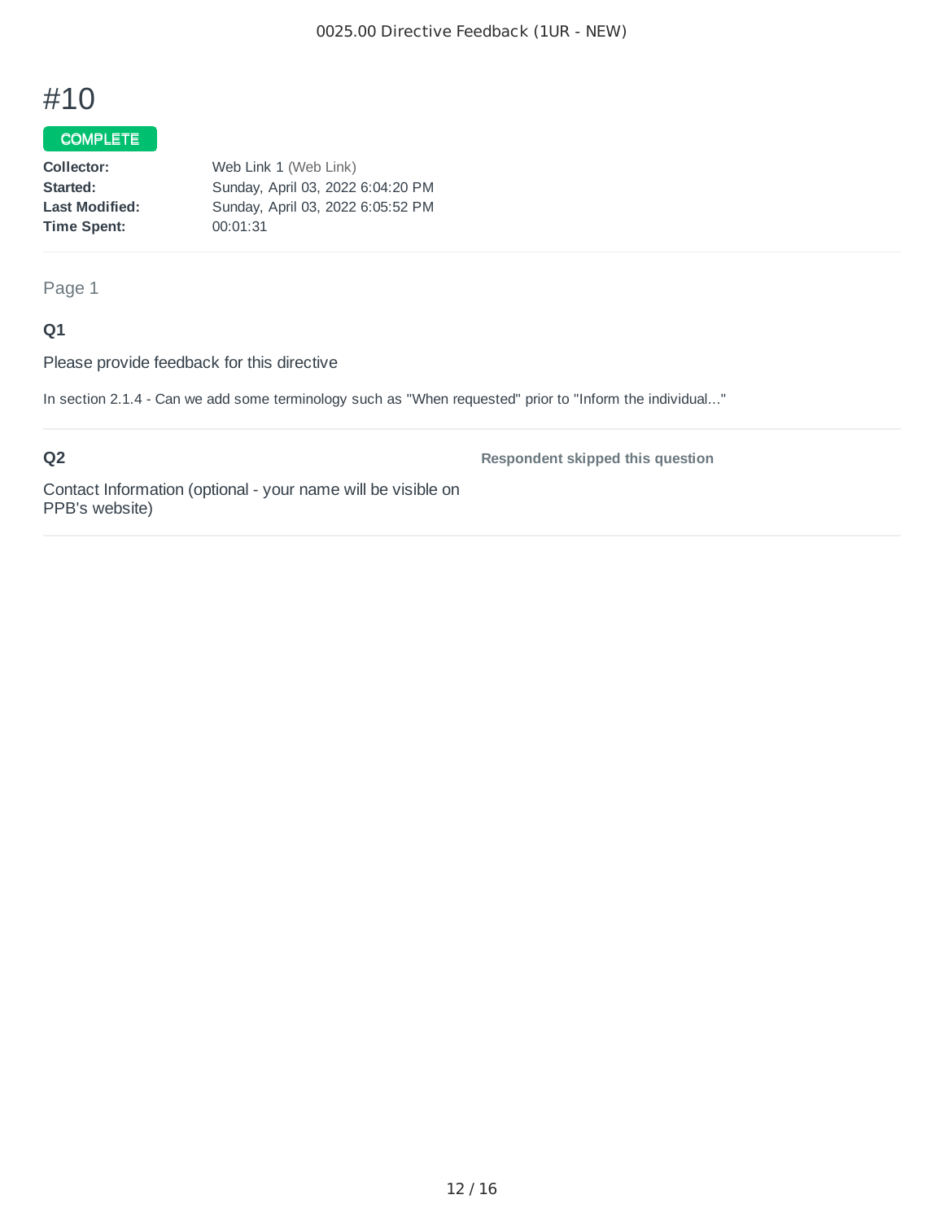# #10

**COMPLETE**

| | |
|---|---|
| **Collector:** | Web Link 1 (Web Link) |
| **Started:** | Sunday, April 03, 2022 6:04:20 PM |
| **Last Modified:** | Sunday, April 03, 2022 6:05:52 PM |
| **Time Spent:** | 00:01:31 |

Page 1

### Q1

Please provide feedback for this directive

In section 2.1.4 - Can we add some terminology such as "When requested" prior to "Inform the individual..."

### Q2

Contact Information (optional - your name will be visible on PPB's website)

**Respondent skipped this question**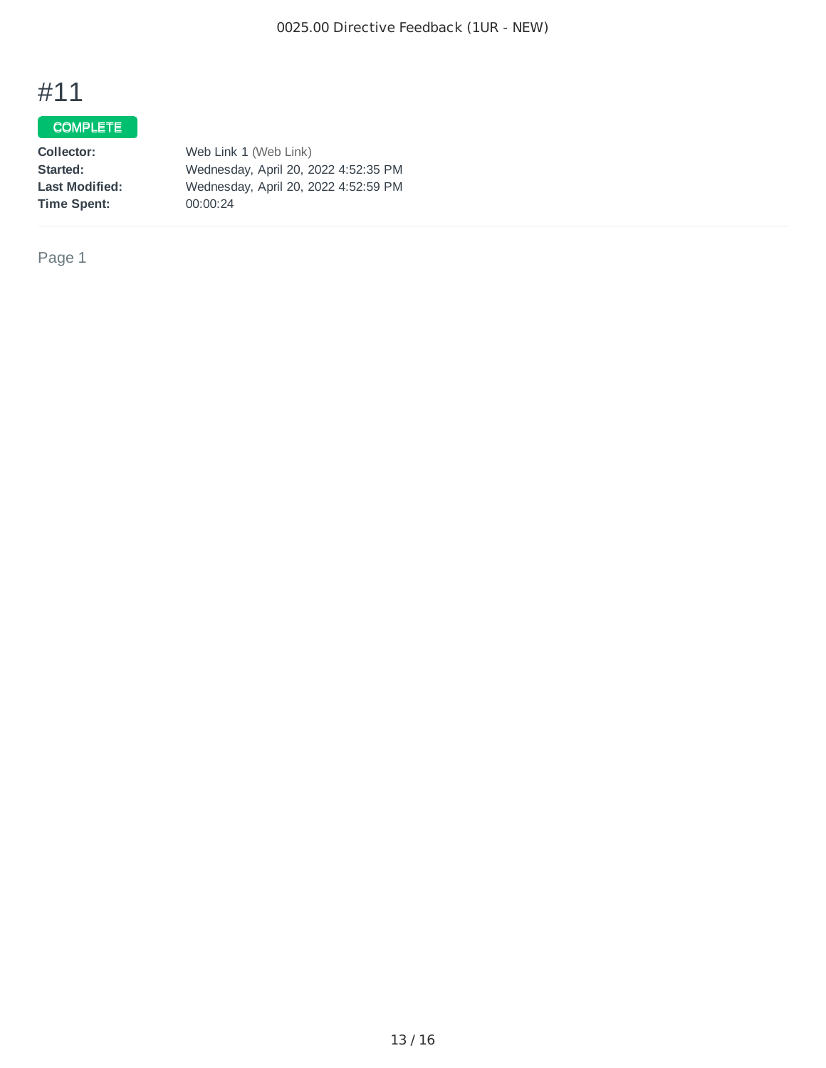# #11

COMPLETE

| | |
|---|---|
| **Collector:** | Web Link 1 (Web Link) |
| **Started:** | Wednesday, April 20, 2022 4:52:35 PM |
| **Last Modified:** | Wednesday, April 20, 2022 4:52:59 PM |
| **Time Spent:** | 00:00:24 |

Page 1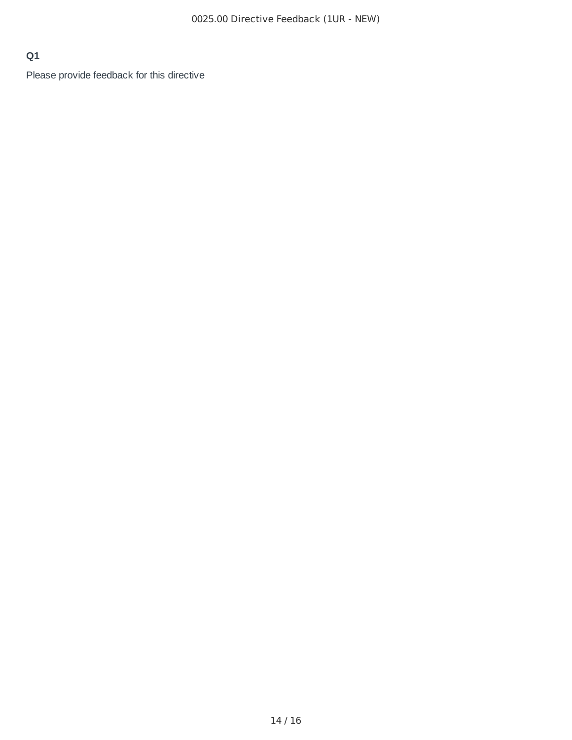**Q1**

Please provide feedback for this directive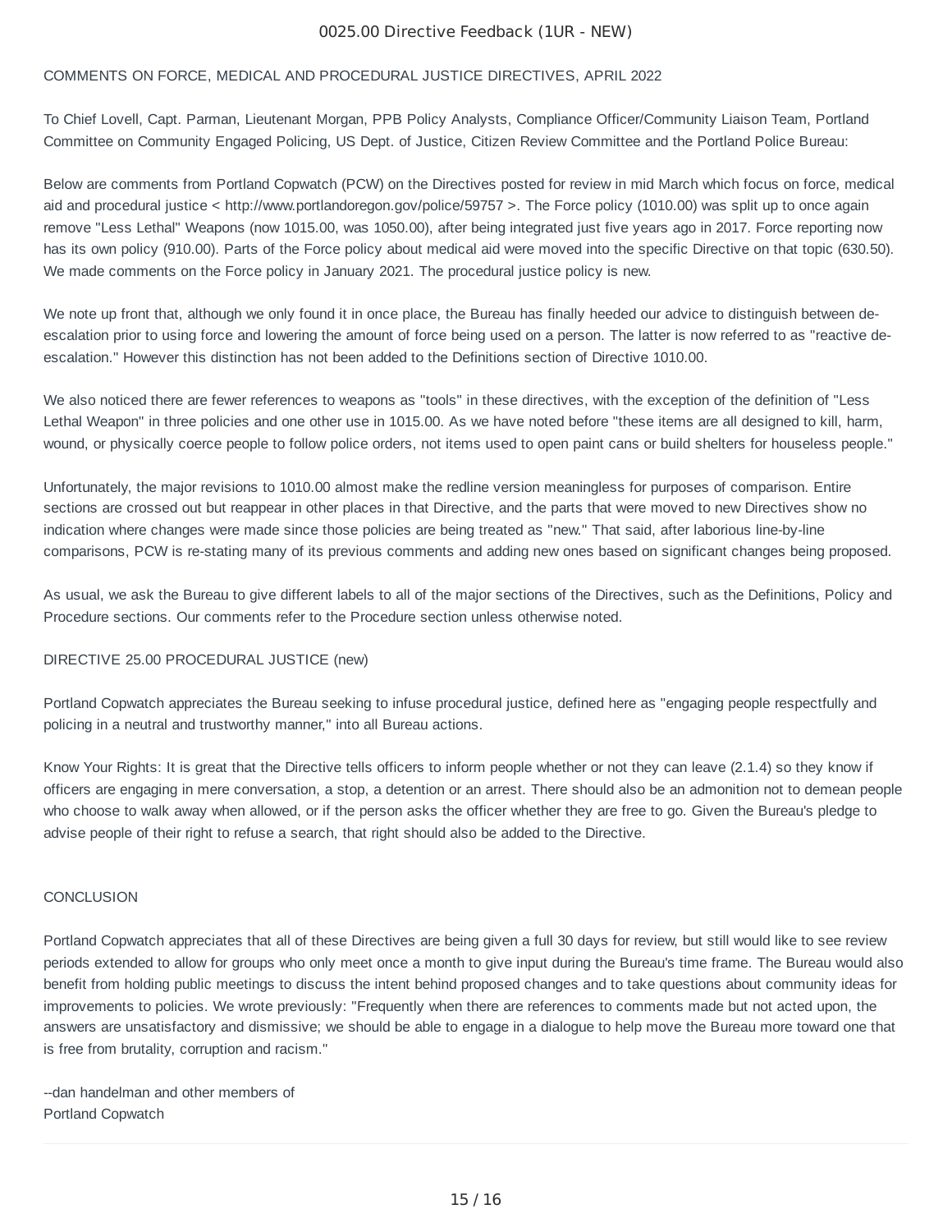## 0025.00 Directive Feedback (1UR - NEW)

COMMENTS ON FORCE, MEDICAL AND PROCEDURAL JUSTICE DIRECTIVES, APRIL 2022

To Chief Lovell, Capt. Parman, Lieutenant Morgan, PPB Policy Analysts, Compliance Officer/Community Liaison Team, Portland Committee on Community Engaged Policing, US Dept. of Justice, Citizen Review Committee and the Portland Police Bureau:

Below are comments from Portland Copwatch (PCW) on the Directives posted for review in mid March which focus on force, medical aid and procedural justice < http://www.portlandoregon.gov/police/59757 >. The Force policy (1010.00) was split up to once again remove "Less Lethal" Weapons (now 1015.00, was 1050.00), after being integrated just five years ago in 2017. Force reporting now has its own policy (910.00). Parts of the Force policy about medical aid were moved into the specific Directive on that topic (630.50). We made comments on the Force policy in January 2021. The procedural justice policy is new.

We note up front that, although we only found it in once place, the Bureau has finally heeded our advice to distinguish between de-escalation prior to using force and lowering the amount of force being used on a person. The latter is now referred to as "reactive de-escalation." However this distinction has not been added to the Definitions section of Directive 1010.00.

We also noticed there are fewer references to weapons as "tools" in these directives, with the exception of the definition of "Less Lethal Weapon" in three policies and one other use in 1015.00. As we have noted before "these items are all designed to kill, harm, wound, or physically coerce people to follow police orders, not items used to open paint cans or build shelters for houseless people."

Unfortunately, the major revisions to 1010.00 almost make the redline version meaningless for purposes of comparison. Entire sections are crossed out but reappear in other places in that Directive, and the parts that were moved to new Directives show no indication where changes were made since those policies are being treated as "new." That said, after laborious line-by-line comparisons, PCW is re-stating many of its previous comments and adding new ones based on significant changes being proposed.

As usual, we ask the Bureau to give different labels to all of the major sections of the Directives, such as the Definitions, Policy and Procedure sections. Our comments refer to the Procedure section unless otherwise noted.

DIRECTIVE 25.00 PROCEDURAL JUSTICE (new)

Portland Copwatch appreciates the Bureau seeking to infuse procedural justice, defined here as "engaging people respectfully and policing in a neutral and trustworthy manner," into all Bureau actions.

Know Your Rights: It is great that the Directive tells officers to inform people whether or not they can leave (2.1.4) so they know if officers are engaging in mere conversation, a stop, a detention or an arrest. There should also be an admonition not to demean people who choose to walk away when allowed, or if the person asks the officer whether they are free to go. Given the Bureau's pledge to advise people of their right to refuse a search, that right should also be added to the Directive.

CONCLUSION

Portland Copwatch appreciates that all of these Directives are being given a full 30 days for review, but still would like to see review periods extended to allow for groups who only meet once a month to give input during the Bureau's time frame. The Bureau would also benefit from holding public meetings to discuss the intent behind proposed changes and to take questions about community ideas for improvements to policies. We wrote previously: "Frequently when there are references to comments made but not acted upon, the answers are unsatisfactory and dismissive; we should be able to engage in a dialogue to help move the Bureau more toward one that is free from brutality, corruption and racism."

--dan handelman and other members of
Portland Copwatch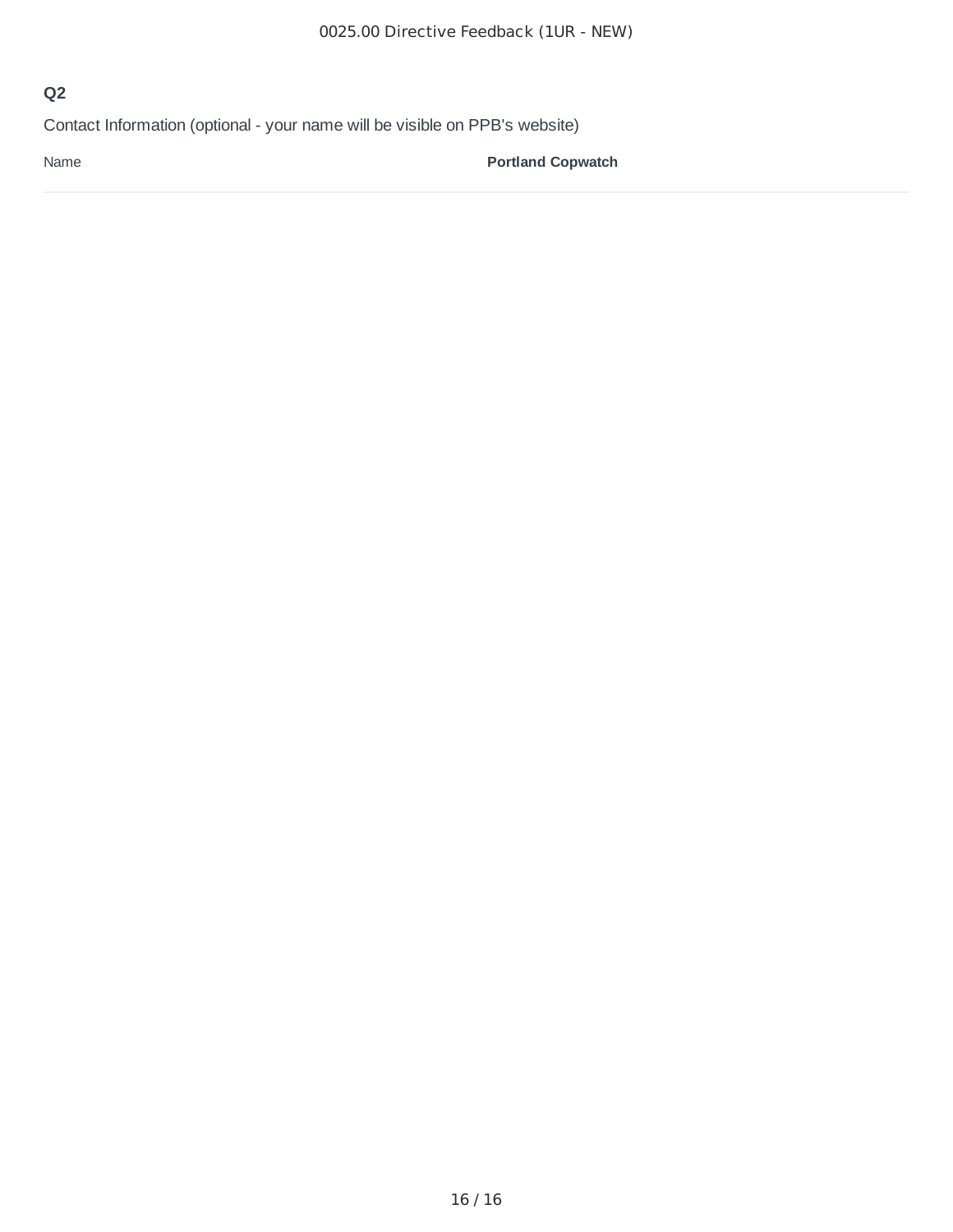## Q2

Contact Information (optional - your name will be visible on PPB's website)

| | |
|---|---|
| Name | **Portland Copwatch** |